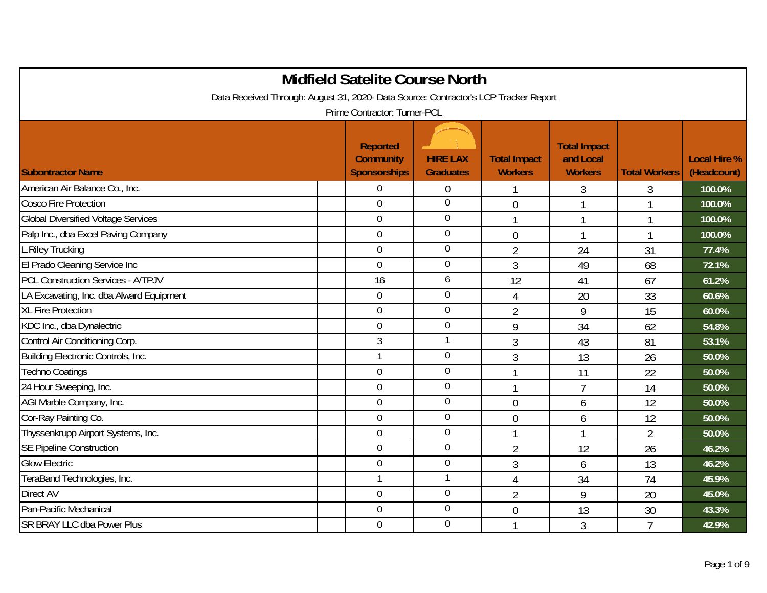# Midfield Satelite Course North

Data Received Through: August 31, 2020- Data Source: Contractor's LCP Tracker Report

Prime Contractor: Turner-PCL

| Subontractor Name | Reported Community Sponsorships | HIRE LAX Graduates | Total Impact Workers | Total Impact and Local Workers | Total Workers | Local Hire % (Headcount) |
|---|---|---|---|---|---|---|
| American Air Balance Co., Inc. | 0 | 0 | 1 | 3 | 3 | 100.0% |
| Cosco Fire Protection | 0 | 0 | 0 | 1 | 1 | 100.0% |
| Global Diversified Voltage Services | 0 | 0 | 1 | 1 | 1 | 100.0% |
| Palp Inc., dba Excel Paving Company | 0 | 0 | 0 | 1 | 1 | 100.0% |
| L.Riley Trucking | 0 | 0 | 2 | 24 | 31 | 77.4% |
| El Prado Cleaning Service Inc | 0 | 0 | 3 | 49 | 68 | 72.1% |
| PCL Construction Services - A/TPJV | 16 | 6 | 12 | 41 | 67 | 61.2% |
| LA Excavating, Inc. dba Alward Equipment | 0 | 0 | 4 | 20 | 33 | 60.6% |
| XL Fire Protection | 0 | 0 | 2 | 9 | 15 | 60.0% |
| KDC Inc., dba Dynalectric | 0 | 0 | 9 | 34 | 62 | 54.8% |
| Control Air Conditioning Corp. | 3 | 1 | 3 | 43 | 81 | 53.1% |
| Building Electronic Controls, Inc. | 1 | 0 | 3 | 13 | 26 | 50.0% |
| Techno Coatings | 0 | 0 | 1 | 11 | 22 | 50.0% |
| 24 Hour Sweeping, Inc. | 0 | 0 | 1 | 7 | 14 | 50.0% |
| AGI Marble Company, Inc. | 0 | 0 | 0 | 6 | 12 | 50.0% |
| Cor-Ray Painting Co. | 0 | 0 | 0 | 6 | 12 | 50.0% |
| Thyssenkrupp Airport Systems, Inc. | 0 | 0 | 1 | 1 | 2 | 50.0% |
| SE Pipeline Construction | 0 | 0 | 2 | 12 | 26 | 46.2% |
| Glow Electric | 0 | 0 | 3 | 6 | 13 | 46.2% |
| TeraBand Technologies, Inc. | 1 | 1 | 4 | 34 | 74 | 45.9% |
| Direct AV | 0 | 0 | 2 | 9 | 20 | 45.0% |
| Pan-Pacific Mechanical | 0 | 0 | 0 | 13 | 30 | 43.3% |
| SR BRAY LLC dba Power Plus | 0 | 0 | 1 | 3 | 7 | 42.9% |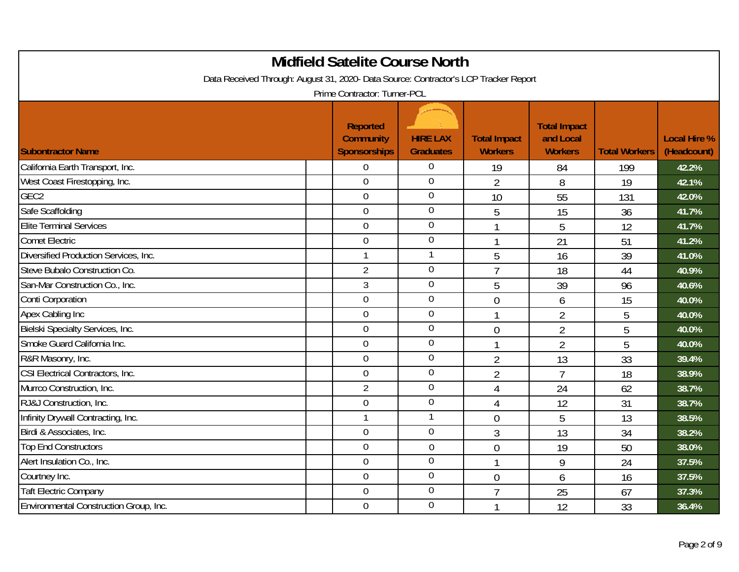# Midfield Satelite Course North

Data Received Through: August 31, 2020- Data Source: Contractor's LCP Tracker Report

Prime Contractor: Turner-PCL

| Subontractor Name | Reported Community Sponsorships | HIRE LAX Graduates | Total Impact Workers | Total Impact and Local Workers | Total Workers | Local Hire % (Headcount) |
|---|---|---|---|---|---|---|
| California Earth Transport, Inc. | 0 | 0 | 19 | 84 | 199 | 42.2% |
| West Coast Firestopping, Inc. | 0 | 0 | 2 | 8 | 19 | 42.1% |
| GEC2 | 0 | 0 | 10 | 55 | 131 | 42.0% |
| Safe Scaffolding | 0 | 0 | 5 | 15 | 36 | 41.7% |
| Elite Terminal Services | 0 | 0 | 1 | 5 | 12 | 41.7% |
| Comet Electric | 0 | 0 | 1 | 21 | 51 | 41.2% |
| Diversified Production Services, Inc. | 1 | 1 | 5 | 16 | 39 | 41.0% |
| Steve Bubalo Construction Co. | 2 | 0 | 7 | 18 | 44 | 40.9% |
| San-Mar Construction Co., Inc. | 3 | 0 | 5 | 39 | 96 | 40.6% |
| Conti Corporation | 0 | 0 | 0 | 6 | 15 | 40.0% |
| Apex Cabling Inc | 0 | 0 | 1 | 2 | 5 | 40.0% |
| Bielski Specialty Services, Inc. | 0 | 0 | 0 | 2 | 5 | 40.0% |
| Smoke Guard California Inc. | 0 | 0 | 1 | 2 | 5 | 40.0% |
| R&R Masonry, Inc. | 0 | 0 | 2 | 13 | 33 | 39.4% |
| CSI Electrical Contractors, Inc. | 0 | 0 | 2 | 7 | 18 | 38.9% |
| Murrco Construction, Inc. | 2 | 0 | 4 | 24 | 62 | 38.7% |
| RJ&J Construction, Inc. | 0 | 0 | 4 | 12 | 31 | 38.7% |
| Infinity Drywall Contracting, Inc. | 1 | 1 | 0 | 5 | 13 | 38.5% |
| Birdi & Associates, Inc. | 0 | 0 | 3 | 13 | 34 | 38.2% |
| Top End Constructors | 0 | 0 | 0 | 19 | 50 | 38.0% |
| Alert Insulation Co., Inc. | 0 | 0 | 1 | 9 | 24 | 37.5% |
| Courtney Inc. | 0 | 0 | 0 | 6 | 16 | 37.5% |
| Taft Electric Company | 0 | 0 | 7 | 25 | 67 | 37.3% |
| Environmental Construction Group, Inc. | 0 | 0 | 1 | 12 | 33 | 36.4% |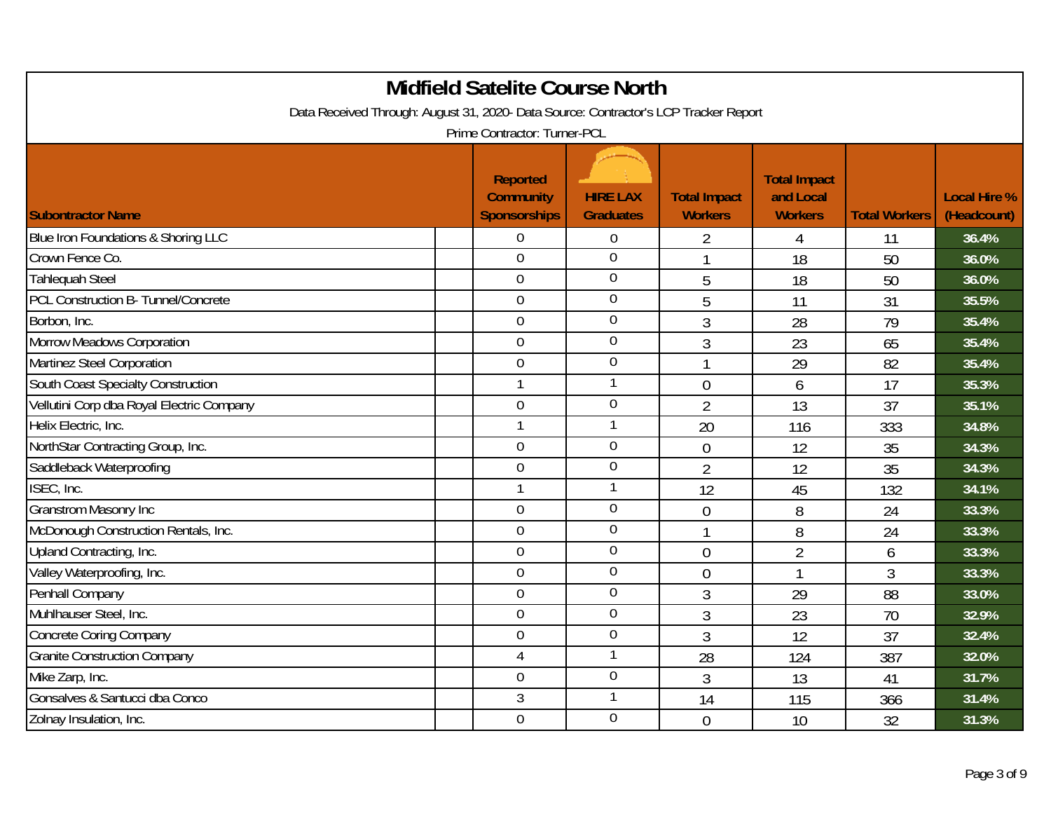# Midfield Satelite Course North

Data Received Through: August 31, 2020- Data Source: Contractor's LCP Tracker Report

Prime Contractor: Turner-PCL

| Subontractor Name | Reported Community Sponsorships | HIRE LAX Graduates | Total Impact Workers | Total Impact and Local Workers | Total Workers | Local Hire % (Headcount) |
|---|---|---|---|---|---|---|
| Blue Iron Foundations & Shoring LLC | 0 | 0 | 2 | 4 | 11 | 36.4% |
| Crown Fence Co. | 0 | 0 | 1 | 18 | 50 | 36.0% |
| Tahlequah Steel | 0 | 0 | 5 | 18 | 50 | 36.0% |
| PCL Construction B- Tunnel/Concrete | 0 | 0 | 5 | 11 | 31 | 35.5% |
| Borbon, Inc. | 0 | 0 | 3 | 28 | 79 | 35.4% |
| Morrow Meadows Corporation | 0 | 0 | 3 | 23 | 65 | 35.4% |
| Martinez Steel Corporation | 0 | 0 | 1 | 29 | 82 | 35.4% |
| South Coast Specialty Construction | 1 | 1 | 0 | 6 | 17 | 35.3% |
| Vellutini Corp dba Royal Electric Company | 0 | 0 | 2 | 13 | 37 | 35.1% |
| Helix Electric, Inc. | 1 | 1 | 20 | 116 | 333 | 34.8% |
| NorthStar Contracting Group, Inc. | 0 | 0 | 0 | 12 | 35 | 34.3% |
| Saddleback Waterproofing | 0 | 0 | 2 | 12 | 35 | 34.3% |
| ISEC, Inc. | 1 | 1 | 12 | 45 | 132 | 34.1% |
| Granstrom Masonry Inc | 0 | 0 | 0 | 8 | 24 | 33.3% |
| McDonough Construction Rentals, Inc. | 0 | 0 | 1 | 8 | 24 | 33.3% |
| Upland Contracting, Inc. | 0 | 0 | 0 | 2 | 6 | 33.3% |
| Valley Waterproofing, Inc. | 0 | 0 | 0 | 1 | 3 | 33.3% |
| Penhall Company | 0 | 0 | 3 | 29 | 88 | 33.0% |
| Muhlhauser Steel, Inc. | 0 | 0 | 3 | 23 | 70 | 32.9% |
| Concrete Coring Company | 0 | 0 | 3 | 12 | 37 | 32.4% |
| Granite Construction Company | 4 | 1 | 28 | 124 | 387 | 32.0% |
| Mike Zarp, Inc. | 0 | 0 | 3 | 13 | 41 | 31.7% |
| Gonsalves & Santucci dba Conco | 3 | 1 | 14 | 115 | 366 | 31.4% |
| Zolnay Insulation, Inc. | 0 | 0 | 0 | 10 | 32 | 31.3% |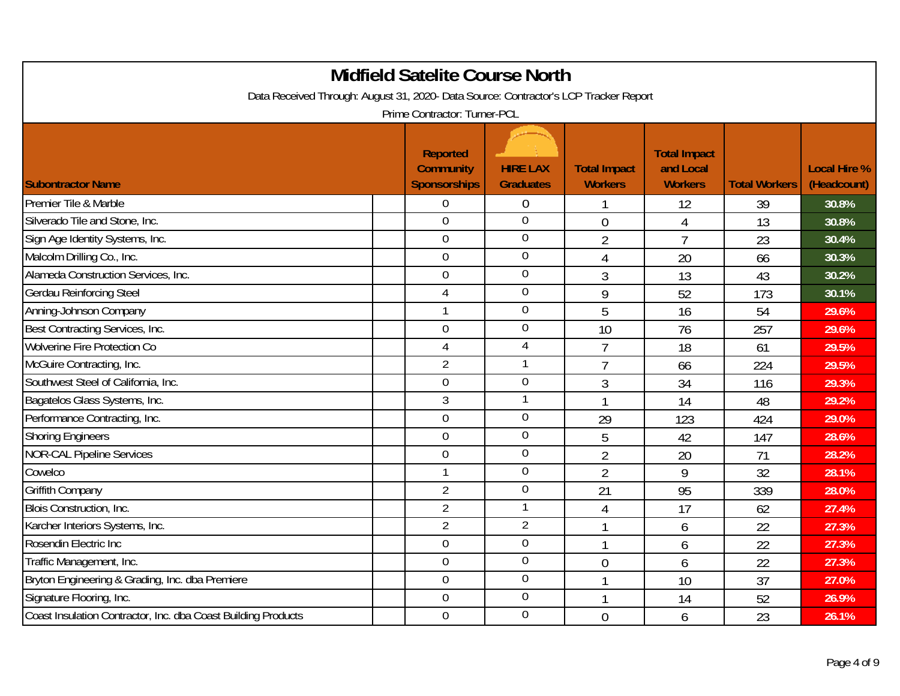# Midfield Satelite Course North

Data Received Through: August 31, 2020- Data Source: Contractor's LCP Tracker Report

Prime Contractor: Turner-PCL

| Subontractor Name | Reported Community Sponsorships | HIRE LAX Graduates | Total Impact Workers | Total Impact and Local Workers | Total Workers | Local Hire % (Headcount) |
|---|---|---|---|---|---|---|
| Premier Tile & Marble | 0 | 0 | 1 | 12 | 39 | 30.8% |
| Silverado Tile and Stone, Inc. | 0 | 0 | 0 | 4 | 13 | 30.8% |
| Sign Age Identity Systems, Inc. | 0 | 0 | 2 | 7 | 23 | 30.4% |
| Malcolm Drilling Co., Inc. | 0 | 0 | 4 | 20 | 66 | 30.3% |
| Alameda Construction Services, Inc. | 0 | 0 | 3 | 13 | 43 | 30.2% |
| Gerdau Reinforcing Steel | 4 | 0 | 9 | 52 | 173 | 30.1% |
| Anning-Johnson Company | 1 | 0 | 5 | 16 | 54 | 29.6% |
| Best Contracting Services, Inc. | 0 | 0 | 10 | 76 | 257 | 29.6% |
| Wolverine Fire Protection Co | 4 | 4 | 7 | 18 | 61 | 29.5% |
| McGuire Contracting, Inc. | 2 | 1 | 7 | 66 | 224 | 29.5% |
| Southwest Steel of California, Inc. | 0 | 0 | 3 | 34 | 116 | 29.3% |
| Bagatelos Glass Systems, Inc. | 3 | 1 | 1 | 14 | 48 | 29.2% |
| Performance Contracting, Inc. | 0 | 0 | 29 | 123 | 424 | 29.0% |
| Shoring Engineers | 0 | 0 | 5 | 42 | 147 | 28.6% |
| NOR-CAL Pipeline Services | 0 | 0 | 2 | 20 | 71 | 28.2% |
| Cowelco | 1 | 0 | 2 | 9 | 32 | 28.1% |
| Griffith Company | 2 | 0 | 21 | 95 | 339 | 28.0% |
| Blois Construction, Inc. | 2 | 1 | 4 | 17 | 62 | 27.4% |
| Karcher Interiors Systems, Inc. | 2 | 2 | 1 | 6 | 22 | 27.3% |
| Rosendin Electric Inc | 0 | 0 | 1 | 6 | 22 | 27.3% |
| Traffic Management, Inc. | 0 | 0 | 0 | 6 | 22 | 27.3% |
| Bryton Engineering & Grading, Inc. dba Premiere | 0 | 0 | 1 | 10 | 37 | 27.0% |
| Signature Flooring, Inc. | 0 | 0 | 1 | 14 | 52 | 26.9% |
| Coast Insulation Contractor, Inc. dba Coast Building Products | 0 | 0 | 0 | 6 | 23 | 26.1% |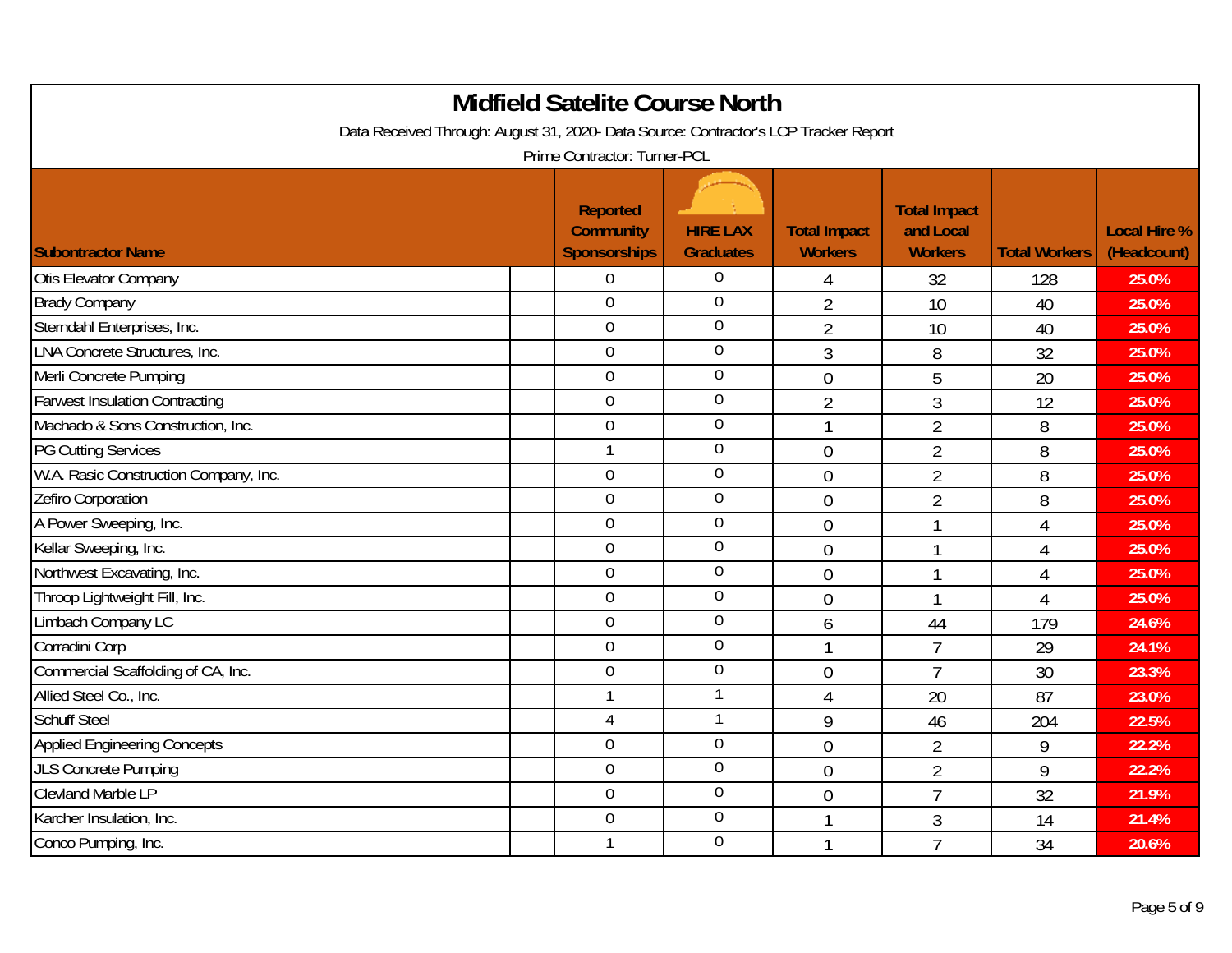# Midfield Satelite Course North

Data Received Through: August 31, 2020- Data Source: Contractor's LCP Tracker Report

Prime Contractor: Turner-PCL

| Subontractor Name | Reported Community Sponsorships | HIRE LAX Graduates | Total Impact Workers | Total Impact and Local Workers | Total Workers | Local Hire % (Headcount) |
|---|---|---|---|---|---|---|
| Otis Elevator Company | 0 | 0 | 4 | 32 | 128 | 25.0% |
| Brady Company | 0 | 0 | 2 | 10 | 40 | 25.0% |
| Sterndahl Enterprises, Inc. | 0 | 0 | 2 | 10 | 40 | 25.0% |
| LNA Concrete Structures, Inc. | 0 | 0 | 3 | 8 | 32 | 25.0% |
| Merli Concrete Pumping | 0 | 0 | 0 | 5 | 20 | 25.0% |
| Farwest Insulation Contracting | 0 | 0 | 2 | 3 | 12 | 25.0% |
| Machado & Sons Construction, Inc. | 0 | 0 | 1 | 2 | 8 | 25.0% |
| PG Cutting Services | 1 | 0 | 0 | 2 | 8 | 25.0% |
| W.A. Rasic Construction Company, Inc. | 0 | 0 | 0 | 2 | 8 | 25.0% |
| Zefiro Corporation | 0 | 0 | 0 | 2 | 8 | 25.0% |
| A Power Sweeping, Inc. | 0 | 0 | 0 | 1 | 4 | 25.0% |
| Kellar Sweeping, Inc. | 0 | 0 | 0 | 1 | 4 | 25.0% |
| Northwest Excavating, Inc. | 0 | 0 | 0 | 1 | 4 | 25.0% |
| Throop Lightweight Fill, Inc. | 0 | 0 | 0 | 1 | 4 | 25.0% |
| Limbach Company LC | 0 | 0 | 6 | 44 | 179 | 24.6% |
| Corradini Corp | 0 | 0 | 1 | 7 | 29 | 24.1% |
| Commercial Scaffolding of CA, Inc. | 0 | 0 | 0 | 7 | 30 | 23.3% |
| Allied Steel Co., Inc. | 1 | 1 | 4 | 20 | 87 | 23.0% |
| Schuff Steel | 4 | 1 | 9 | 46 | 204 | 22.5% |
| Applied Engineering Concepts | 0 | 0 | 0 | 2 | 9 | 22.2% |
| JLS Concrete Pumping | 0 | 0 | 0 | 2 | 9 | 22.2% |
| Clevland Marble LP | 0 | 0 | 0 | 7 | 32 | 21.9% |
| Karcher Insulation, Inc. | 0 | 0 | 1 | 3 | 14 | 21.4% |
| Conco Pumping, Inc. | 1 | 0 | 1 | 7 | 34 | 20.6% |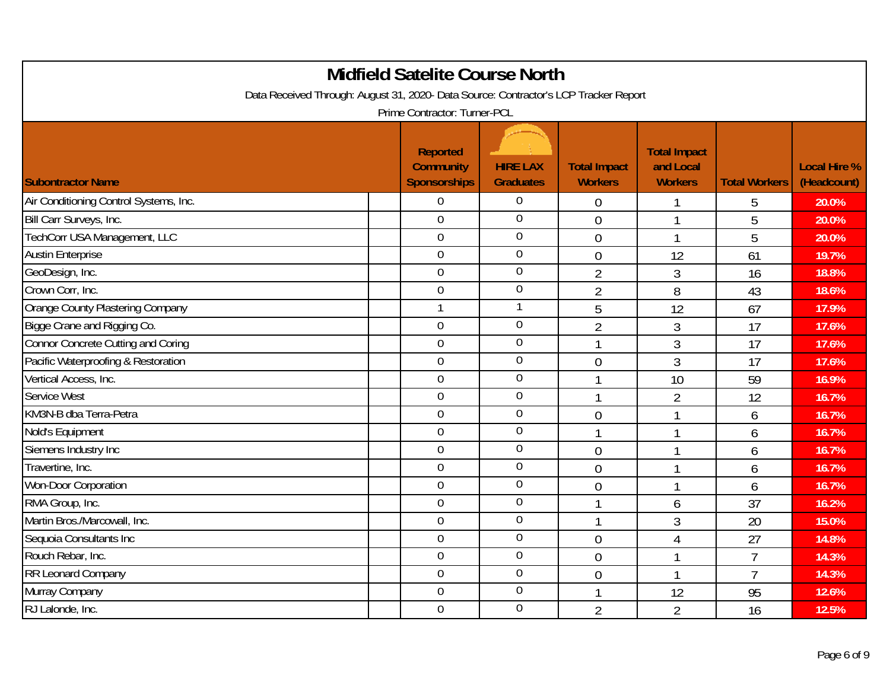# Midfield Satelite Course North

Data Received Through: August 31, 2020- Data Source: Contractor's LCP Tracker Report

Prime Contractor: Turner-PCL

| Subontractor Name | Reported Community Sponsorships | HIRE LAX Graduates | Total Impact Workers | Total Impact and Local Workers | Total Workers | Local Hire % (Headcount) |
|---|---|---|---|---|---|---|
| Air Conditioning Control Systems, Inc. | 0 | 0 | 0 | 1 | 5 | 20.0% |
| Bill Carr Surveys, Inc. | 0 | 0 | 0 | 1 | 5 | 20.0% |
| TechCorr USA Management, LLC | 0 | 0 | 0 | 1 | 5 | 20.0% |
| Austin Enterprise | 0 | 0 | 0 | 12 | 61 | 19.7% |
| GeoDesign, Inc. | 0 | 0 | 2 | 3 | 16 | 18.8% |
| Crown Corr, Inc. | 0 | 0 | 2 | 8 | 43 | 18.6% |
| Orange County Plastering Company | 1 | 1 | 5 | 12 | 67 | 17.9% |
| Bigge Crane and Rigging Co. | 0 | 0 | 2 | 3 | 17 | 17.6% |
| Connor Concrete Cutting and Coring | 0 | 0 | 1 | 3 | 17 | 17.6% |
| Pacific Waterproofing & Restoration | 0 | 0 | 0 | 3 | 17 | 17.6% |
| Vertical Access, Inc. | 0 | 0 | 1 | 10 | 59 | 16.9% |
| Service West | 0 | 0 | 1 | 2 | 12 | 16.7% |
| KM3N-B dba Terra-Petra | 0 | 0 | 0 | 1 | 6 | 16.7% |
| Nold's Equipment | 0 | 0 | 1 | 1 | 6 | 16.7% |
| Siemens Industry Inc | 0 | 0 | 0 | 1 | 6 | 16.7% |
| Travertine, Inc. | 0 | 0 | 0 | 1 | 6 | 16.7% |
| Won-Door Corporation | 0 | 0 | 0 | 1 | 6 | 16.7% |
| RMA Group, Inc. | 0 | 0 | 1 | 6 | 37 | 16.2% |
| Martin Bros./Marcowall, Inc. | 0 | 0 | 1 | 3 | 20 | 15.0% |
| Sequoia Consultants Inc | 0 | 0 | 0 | 4 | 27 | 14.8% |
| Rouch Rebar, Inc. | 0 | 0 | 0 | 1 | 7 | 14.3% |
| RR Leonard Company | 0 | 0 | 0 | 1 | 7 | 14.3% |
| Murray Company | 0 | 0 | 1 | 12 | 95 | 12.6% |
| RJ Lalonde, Inc. | 0 | 0 | 2 | 2 | 16 | 12.5% |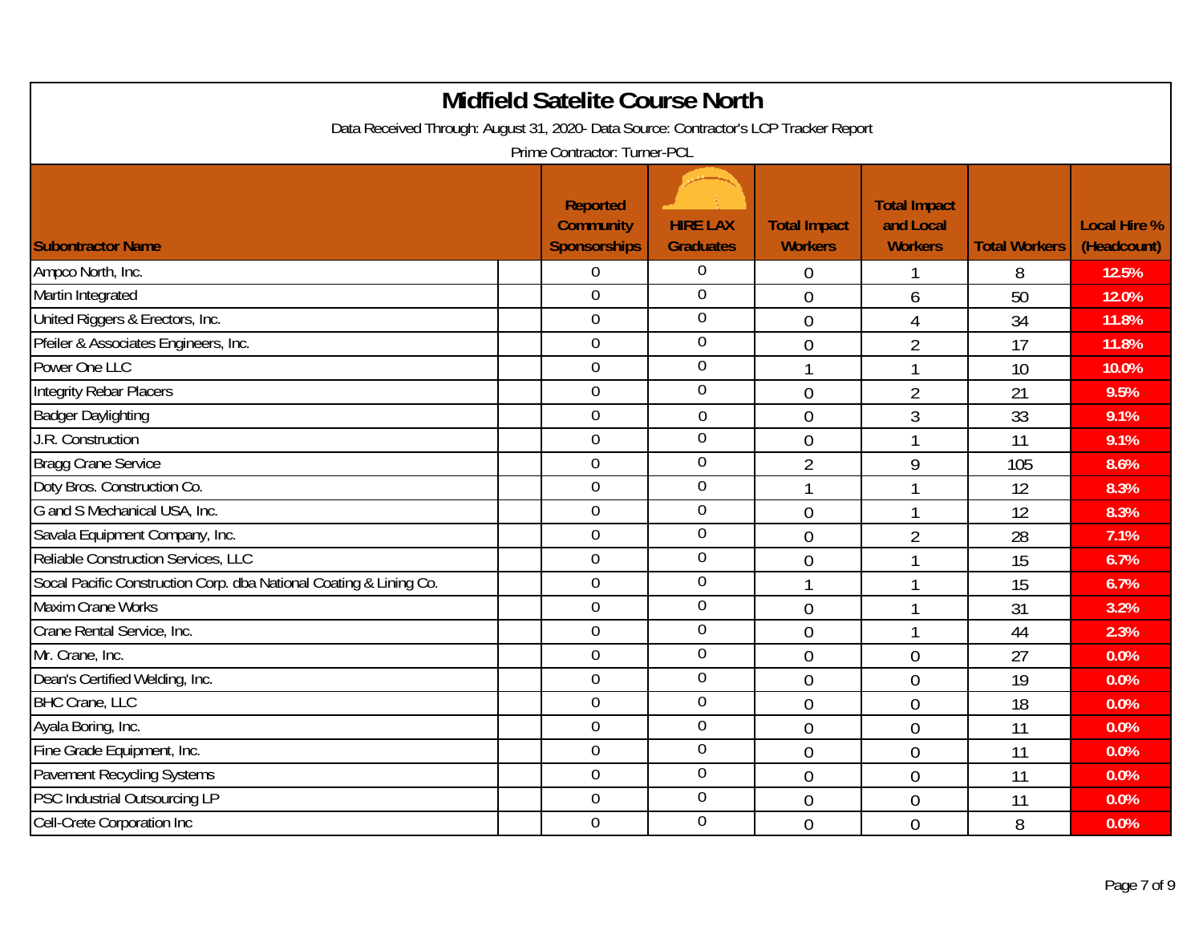# Midfield Satelite Course North

Data Received Through: August 31, 2020- Data Source: Contractor's LCP Tracker Report

Prime Contractor: Turner-PCL

| Subontractor Name | Reported Community Sponsorships | HIRE LAX Graduates | Total Impact Workers | Total Impact and Local Workers | Total Workers | Local Hire % (Headcount) |
|---|---|---|---|---|---|---|
| Ampco North, Inc. | 0 | 0 | 0 | 1 | 8 | 12.5% |
| Martin Integrated | 0 | 0 | 0 | 6 | 50 | 12.0% |
| United Riggers & Erectors, Inc. | 0 | 0 | 0 | 4 | 34 | 11.8% |
| Pfeiler & Associates Engineers, Inc. | 0 | 0 | 0 | 2 | 17 | 11.8% |
| Power One LLC | 0 | 0 | 1 | 1 | 10 | 10.0% |
| Integrity Rebar Placers | 0 | 0 | 0 | 2 | 21 | 9.5% |
| Badger Daylighting | 0 | 0 | 0 | 3 | 33 | 9.1% |
| J.R. Construction | 0 | 0 | 0 | 1 | 11 | 9.1% |
| Bragg Crane Service | 0 | 0 | 2 | 9 | 105 | 8.6% |
| Doty Bros. Construction Co. | 0 | 0 | 1 | 1 | 12 | 8.3% |
| G and S Mechanical USA, Inc. | 0 | 0 | 0 | 1 | 12 | 8.3% |
| Savala Equipment Company, Inc. | 0 | 0 | 0 | 2 | 28 | 7.1% |
| Reliable Construction Services, LLC | 0 | 0 | 0 | 1 | 15 | 6.7% |
| Socal Pacific Construction Corp. dba National Coating & Lining Co. | 0 | 0 | 1 | 1 | 15 | 6.7% |
| Maxim Crane Works | 0 | 0 | 0 | 1 | 31 | 3.2% |
| Crane Rental Service, Inc. | 0 | 0 | 0 | 1 | 44 | 2.3% |
| Mr. Crane, Inc. | 0 | 0 | 0 | 0 | 27 | 0.0% |
| Dean's Certified Welding, Inc. | 0 | 0 | 0 | 0 | 19 | 0.0% |
| BHC Crane, LLC | 0 | 0 | 0 | 0 | 18 | 0.0% |
| Ayala Boring, Inc. | 0 | 0 | 0 | 0 | 11 | 0.0% |
| Fine Grade Equipment, Inc. | 0 | 0 | 0 | 0 | 11 | 0.0% |
| Pavement Recycling Systems | 0 | 0 | 0 | 0 | 11 | 0.0% |
| PSC Industrial Outsourcing LP | 0 | 0 | 0 | 0 | 11 | 0.0% |
| Cell-Crete Corporation Inc | 0 | 0 | 0 | 0 | 8 | 0.0% |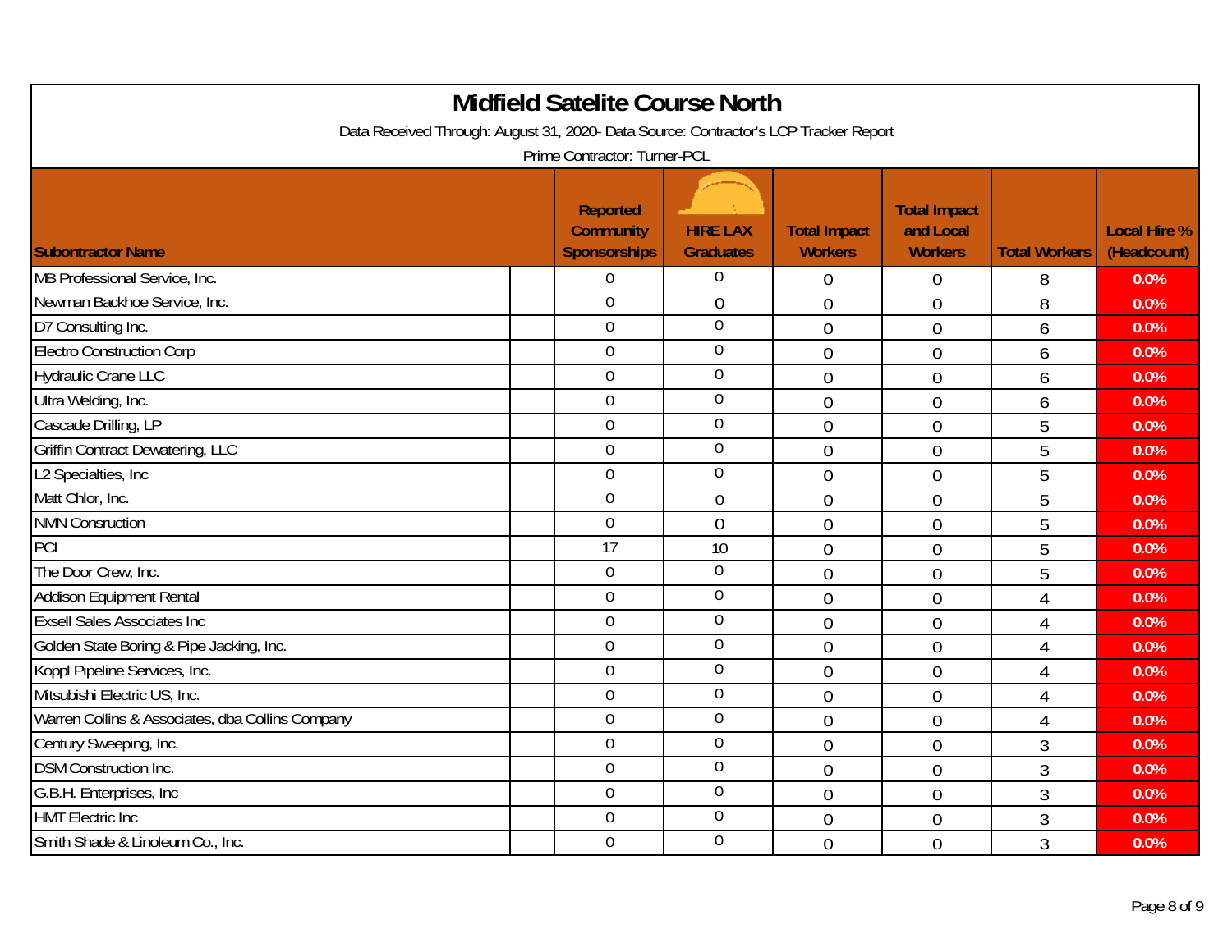# Midfield Satelite Course North

Data Received Through: August 31, 2020- Data Source: Contractor's LCP Tracker Report

Prime Contractor: Turner-PCL

| Subontractor Name | Reported Community Sponsorships | HIRE LAX Graduates | Total Impact Workers | Total Impact and Local Workers | Total Workers | Local Hire % (Headcount) |
|---|---|---|---|---|---|---|
| MB Professional Service, Inc. | 0 | 0 | 0 | 0 | 8 | 0.0% |
| Newman Backhoe Service, Inc. | 0 | 0 | 0 | 0 | 8 | 0.0% |
| D7 Consulting Inc. | 0 | 0 | 0 | 0 | 6 | 0.0% |
| Electro Construction Corp | 0 | 0 | 0 | 0 | 6 | 0.0% |
| Hydraulic Crane LLC | 0 | 0 | 0 | 0 | 6 | 0.0% |
| Ultra Welding, Inc. | 0 | 0 | 0 | 0 | 6 | 0.0% |
| Cascade Drilling, LP | 0 | 0 | 0 | 0 | 5 | 0.0% |
| Griffin Contract Dewatering, LLC | 0 | 0 | 0 | 0 | 5 | 0.0% |
| L2 Specialties, Inc | 0 | 0 | 0 | 0 | 5 | 0.0% |
| Matt Chlor, Inc. | 0 | 0 | 0 | 0 | 5 | 0.0% |
| NMN Consruction | 0 | 0 | 0 | 0 | 5 | 0.0% |
| PCI | 17 | 10 | 0 | 0 | 5 | 0.0% |
| The Door Crew, Inc. | 0 | 0 | 0 | 0 | 5 | 0.0% |
| Addison Equipment Rental | 0 | 0 | 0 | 0 | 4 | 0.0% |
| Exsell Sales Associates Inc | 0 | 0 | 0 | 0 | 4 | 0.0% |
| Golden State Boring & Pipe Jacking, Inc. | 0 | 0 | 0 | 0 | 4 | 0.0% |
| Koppl Pipeline Services, Inc. | 0 | 0 | 0 | 0 | 4 | 0.0% |
| Mitsubishi Electric US, Inc. | 0 | 0 | 0 | 0 | 4 | 0.0% |
| Warren Collins & Associates, dba Collins Company | 0 | 0 | 0 | 0 | 4 | 0.0% |
| Century Sweeping, Inc. | 0 | 0 | 0 | 0 | 3 | 0.0% |
| DSM Construction Inc. | 0 | 0 | 0 | 0 | 3 | 0.0% |
| G.B.H. Enterprises, Inc | 0 | 0 | 0 | 0 | 3 | 0.0% |
| HMT Electric Inc | 0 | 0 | 0 | 0 | 3 | 0.0% |
| Smith Shade & Linoleum Co., Inc. | 0 | 0 | 0 | 0 | 3 | 0.0% |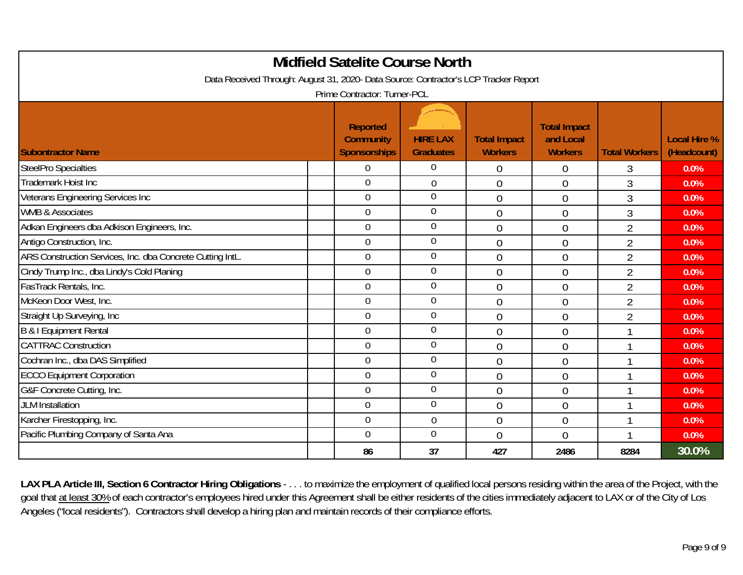# Midfield Satelite Course North

Data Received Through: August 31, 2020- Data Source: Contractor's LCP Tracker Report

Prime Contractor: Turner-PCL

| Subontractor Name | | Reported Community Sponsorships | HIRE LAX Graduates | Total Impact Workers | Total Impact and Local Workers | Total Workers | Local Hire % (Headcount) |
|---|---|---|---|---|---|---|---|
| SteelPro Specialties | | 0 | 0 | 0 | 0 | 3 | 0.0% |
| Trademark Hoist Inc | | 0 | 0 | 0 | 0 | 3 | 0.0% |
| Veterans Engineering Services Inc | | 0 | 0 | 0 | 0 | 3 | 0.0% |
| WMB & Associates | | 0 | 0 | 0 | 0 | 3 | 0.0% |
| Adkan Engineers dba Adkison Engineers, Inc. | | 0 | 0 | 0 | 0 | 2 | 0.0% |
| Antigo Construction, Inc. | | 0 | 0 | 0 | 0 | 2 | 0.0% |
| ARS Construction Services, Inc. dba Concrete Cutting IntL. | | 0 | 0 | 0 | 0 | 2 | 0.0% |
| Cindy Trump Inc., dba Lindy's Cold Planing | | 0 | 0 | 0 | 0 | 2 | 0.0% |
| FasTrack Rentals, Inc. | | 0 | 0 | 0 | 0 | 2 | 0.0% |
| McKeon Door West, Inc. | | 0 | 0 | 0 | 0 | 2 | 0.0% |
| Straight Up Surveying, Inc | | 0 | 0 | 0 | 0 | 2 | 0.0% |
| B & I Equipment Rental | | 0 | 0 | 0 | 0 | 1 | 0.0% |
| CATTRAC Construction | | 0 | 0 | 0 | 0 | 1 | 0.0% |
| Cochran Inc., dba DAS Simplified | | 0 | 0 | 0 | 0 | 1 | 0.0% |
| ECCO Equipment Corporation | | 0 | 0 | 0 | 0 | 1 | 0.0% |
| G&F Concrete Cutting, Inc. | | 0 | 0 | 0 | 0 | 1 | 0.0% |
| JLM Installation | | 0 | 0 | 0 | 0 | 1 | 0.0% |
| Karcher Firestopping, Inc. | | 0 | 0 | 0 | 0 | 1 | 0.0% |
| Pacific Plumbing Company of Santa Ana | | 0 | 0 | 0 | 0 | 1 | 0.0% |
| | | 86 | 37 | 427 | 2486 | 8284 | 30.0% |

**LAX PLA Article III, Section 6 Contractor Hiring Obligations** - . . . to maximize the employment of qualified local persons residing within the area of the Project, with the goal that at least 30% of each contractor's employees hired under this Agreement shall be either residents of the cities immediately adjacent to LAX or of the City of Los Angeles ("local residents"). Contractors shall develop a hiring plan and maintain records of their compliance efforts.